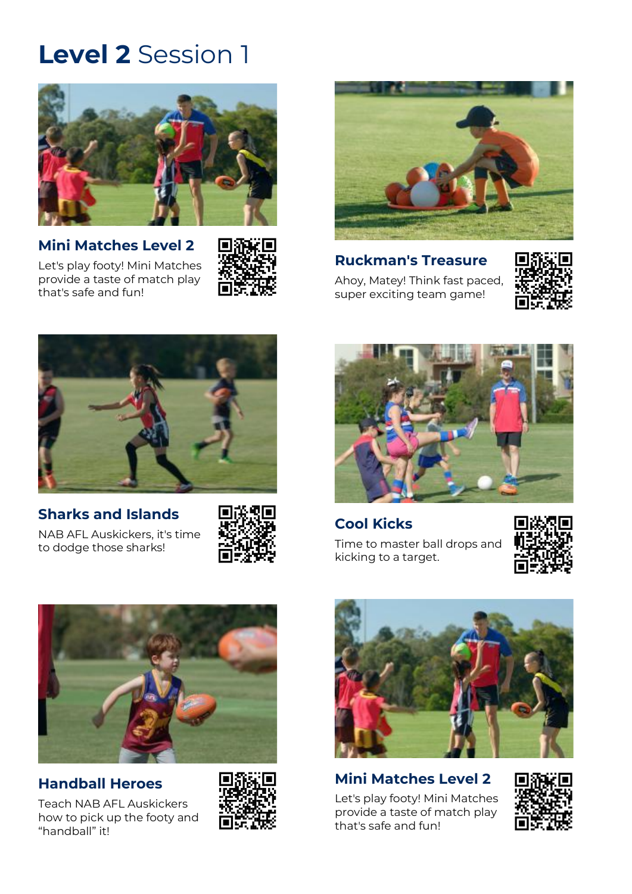# **Level 2** Session 1

### Mini Matches Level 2

Let's play footy! Mini Matches provide a taste of match play that's safe and fun!

### Ruckman's Treasure

Ahoy, Matey! Think fast paced, super exciting team game!

### Sharks and Islands

NAB AFL Auskickers, it's time to dodge those sharks!

### Cool Kicks

Time to master ball drops and kicking to a target.

### Handball Heroes

Teach NAB AFL Auskickers how to pick up the footy and "handball" it!

### Mini Matches Level 2

Let's play footy! Mini Matches provide a taste of match play that's safe and fun!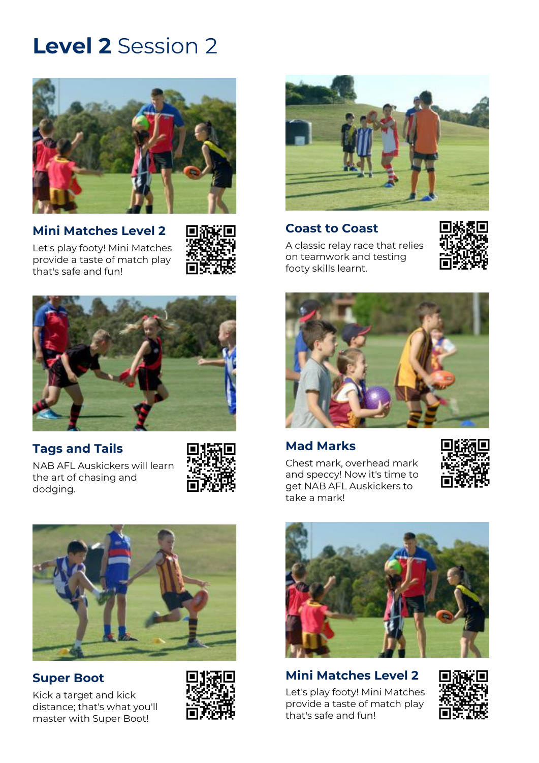# **Level 2** Session 2

## Mini Matches Level 2

Let's play footy! Mini Matches provide a taste of match play that's safe and fun!

## Coast to Coast

A classic relay race that relies on teamwork and testing footy skills learnt.

## Tags and Tails

NAB AFL Auskickers will learn the art of chasing and dodging.

## Mad Marks

Chest mark, overhead mark and speccy! Now it's time to get NAB AFL Auskickers to take a mark!

## Super Boot

Kick a target and kick distance; that's what you'll master with Super Boot!

## Mini Matches Level 2

Let's play footy! Mini Matches provide a taste of match play that's safe and fun!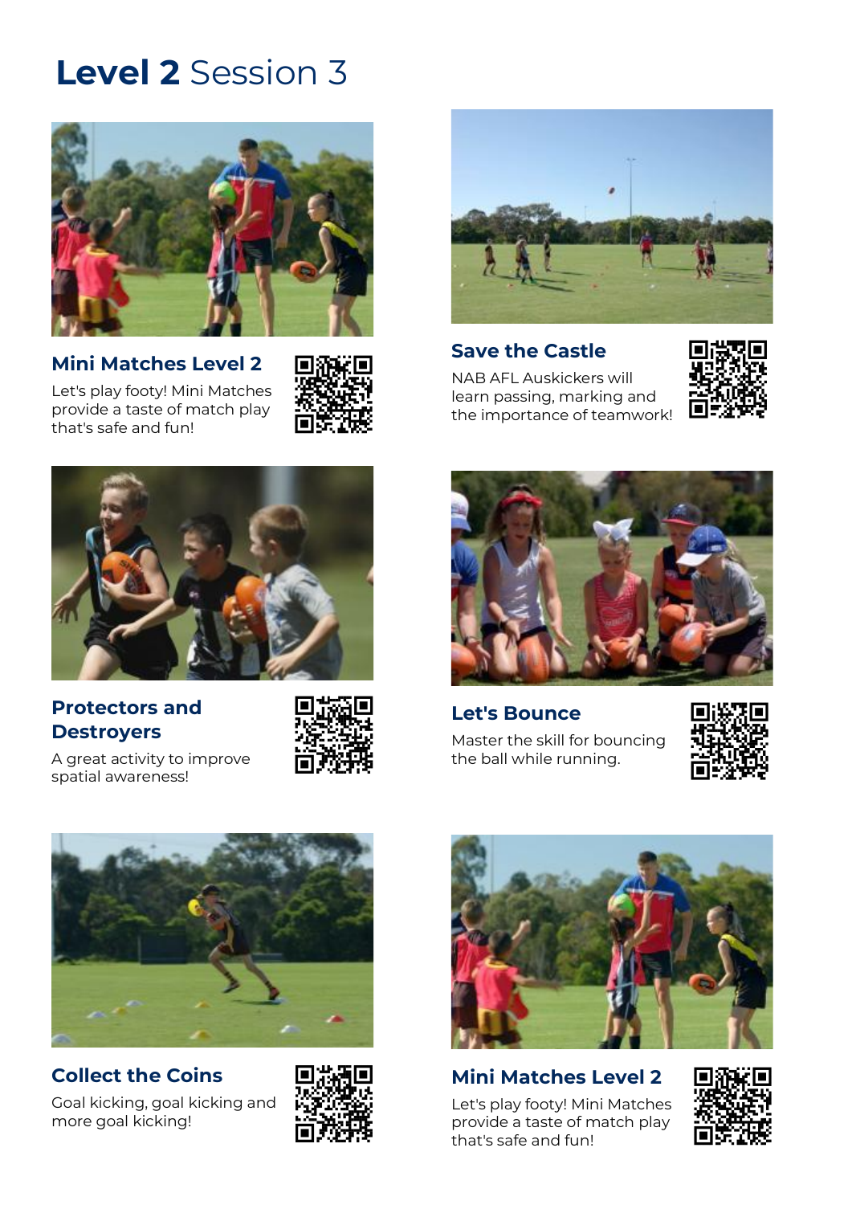# **Level 2** Session 3

## Mini Matches Level 2

Let's play footy! Mini Matches provide a taste of match play that's safe and fun!

## Save the Castle

NAB AFL Auskickers will learn passing, marking and the importance of teamwork!

## Protectors and Destroyers

A great activity to improve spatial awareness!

## Let's Bounce

Master the skill for bouncing the ball while running.

## Collect the Coins

Goal kicking, goal kicking and more goal kicking!

## Mini Matches Level 2

Let's play footy! Mini Matches provide a taste of match play that's safe and fun!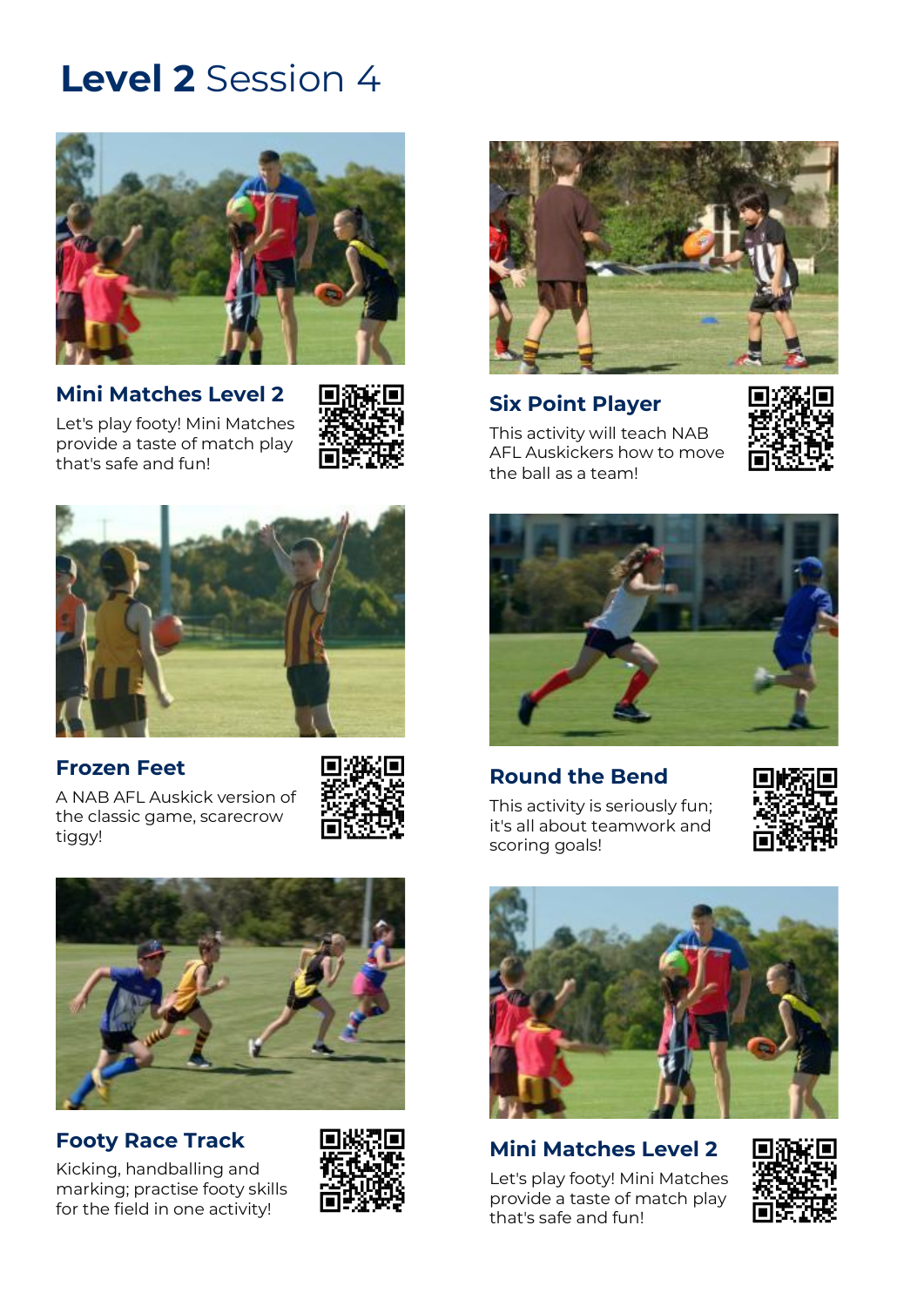# **Level 2** Session 4

## Mini Matches Level 2

Let's play footy! Mini Matches provide a taste of match play that's safe and fun!

## Six Point Player

This activity will teach NAB AFL Auskickers how to move the ball as a team!

## Frozen Feet

A NAB AFL Auskick version of the classic game, scarecrow tiggy!

## Round the Bend

This activity is seriously fun; it's all about teamwork and scoring goals!

## Footy Race Track

Kicking, handballing and marking; practise footy skills for the field in one activity!

## Mini Matches Level 2

Let's play footy! Mini Matches provide a taste of match play that's safe and fun!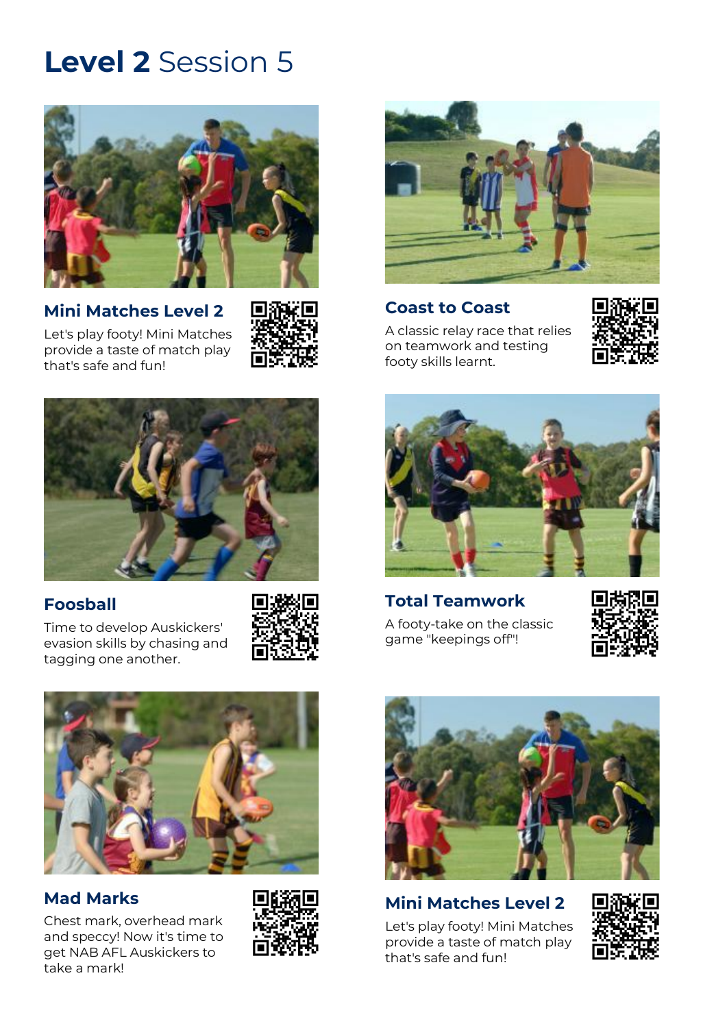# **Level 2** Session 5

## Mini Matches Level 2

Let's play footy! Mini Matches provide a taste of match play that's safe and fun!

## Coast to Coast

A classic relay race that relies on teamwork and testing footy skills learnt.

## Foosball

Time to develop Auskickers' evasion skills by chasing and tagging one another.

## Total Teamwork

A footy-take on the classic game "keepings off"!

## Mad Marks

Chest mark, overhead mark and speccy! Now it's time to get NAB AFL Auskickers to take a mark!

## Mini Matches Level 2

Let's play footy! Mini Matches provide a taste of match play that's safe and fun!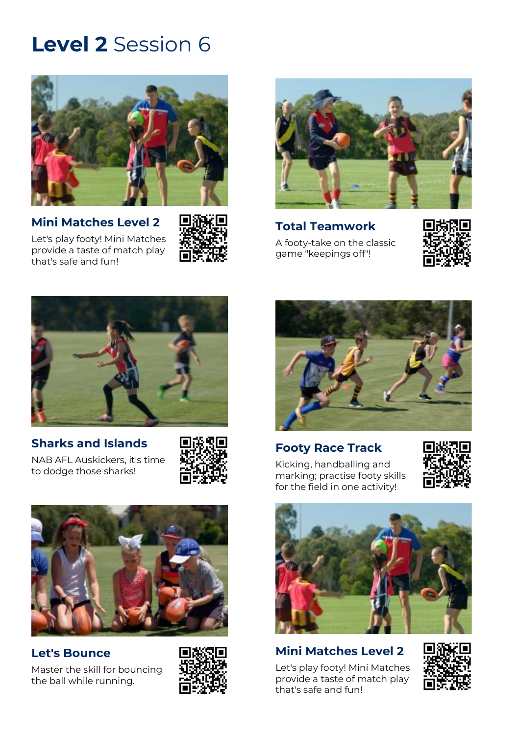# **Level 2** Session 6

### Mini Matches Level 2

Let's play footy! Mini Matches provide a taste of match play that's safe and fun!

### Total Teamwork

A footy-take on the classic game "keepings off"!

### Sharks and Islands

NAB AFL Auskickers, it's time to dodge those sharks!

### Footy Race Track

Kicking, handballing and marking; practise footy skills for the field in one activity!

### Let's Bounce

Master the skill for bouncing the ball while running.

### Mini Matches Level 2

Let's play footy! Mini Matches provide a taste of match play that's safe and fun!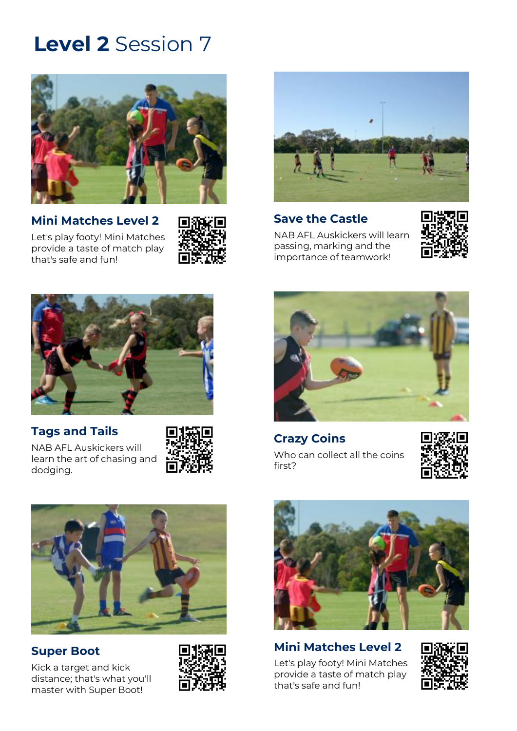# **Level 2** Session 7

## Mini Matches Level 2

Let's play footy! Mini Matches provide a taste of match play that's safe and fun!

## Save the Castle

NAB AFL Auskickers will learn passing, marking and the importance of teamwork!

## Tags and Tails

NAB AFL Auskickers will learn the art of chasing and dodging.

## Crazy Coins

Who can collect all the coins first?

## Super Boot

Kick a target and kick distance; that's what you'll master with Super Boot!

## Mini Matches Level 2

Let's play footy! Mini Matches provide a taste of match play that's safe and fun!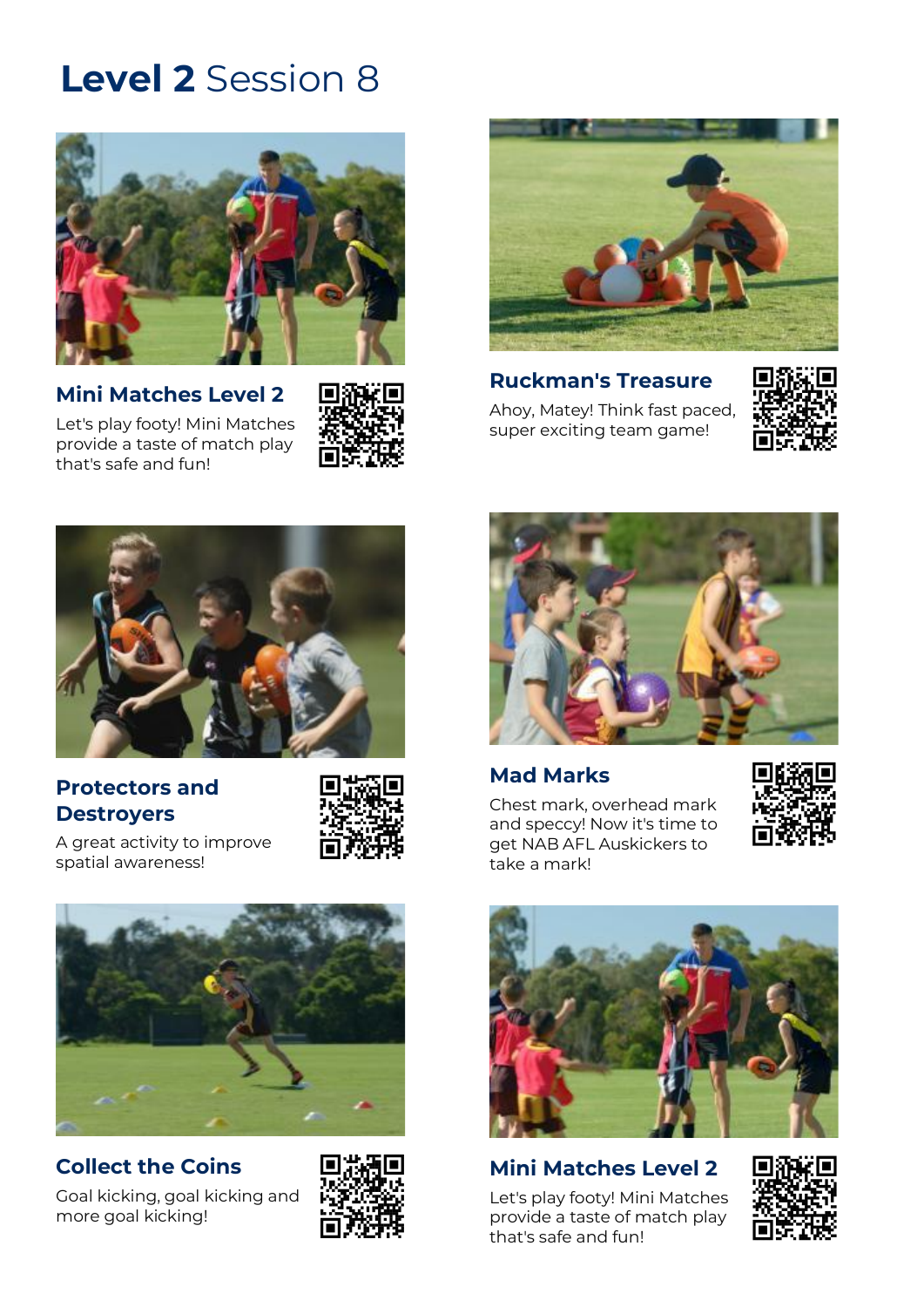# **Level 2** Session 8

## Mini Matches Level 2

Let's play footy! Mini Matches provide a taste of match play that's safe and fun!

## Ruckman's Treasure

Ahoy, Matey! Think fast paced, super exciting team game!

## Protectors and Destroyers

A great activity to improve spatial awareness!

## Mad Marks

Chest mark, overhead mark and speccy! Now it's time to get NAB AFL Auskickers to take a mark!

## Collect the Coins

Goal kicking, goal kicking and more goal kicking!

## Mini Matches Level 2

Let's play footy! Mini Matches provide a taste of match play that's safe and fun!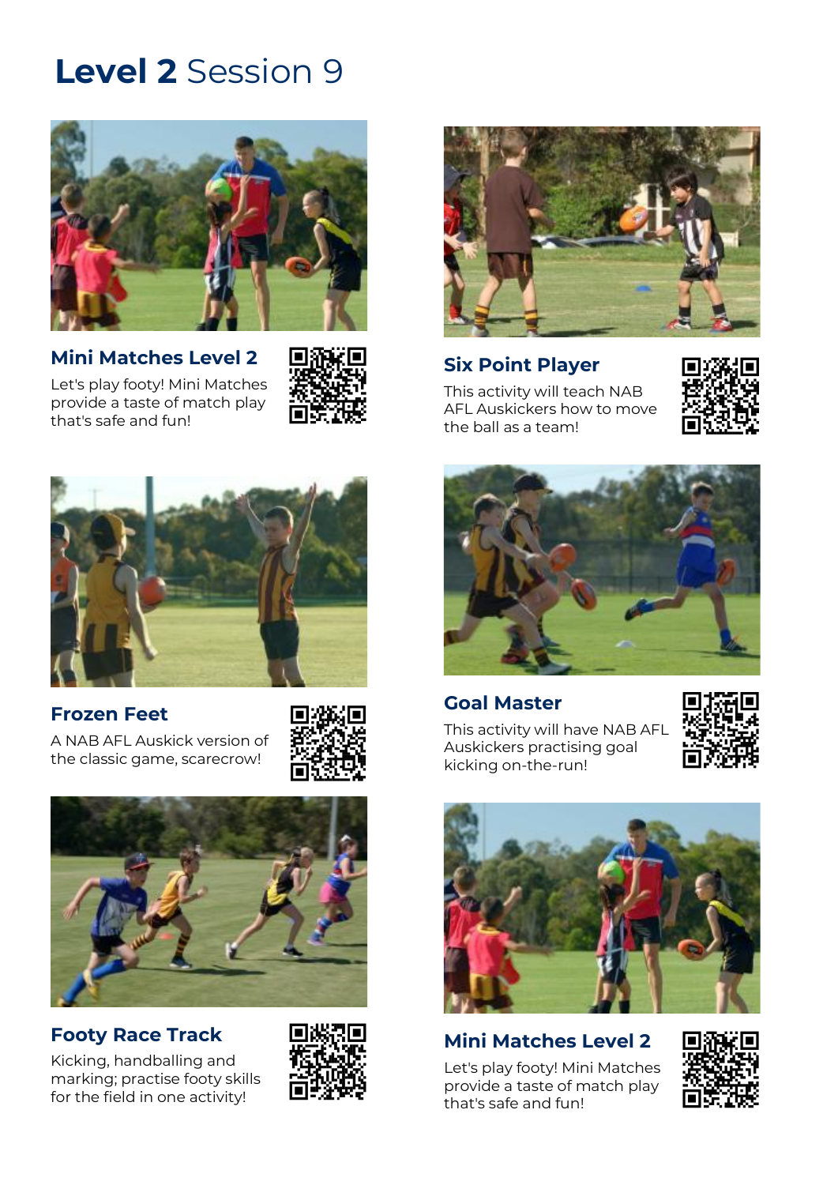# **Level 2** Session 9

### Mini Matches Level 2

Let's play footy! Mini Matches provide a taste of match play that's safe and fun!

### Six Point Player

This activity will teach NAB AFL Auskickers how to move the ball as a team!

### Frozen Feet

A NAB AFL Auskick version of the classic game, scarecrow!

### Goal Master

This activity will have NAB AFL Auskickers practising goal kicking on-the-run!

### Footy Race Track

Kicking, handballing and marking; practise footy skills for the field in one activity!

### Mini Matches Level 2

Let's play footy! Mini Matches provide a taste of match play that's safe and fun!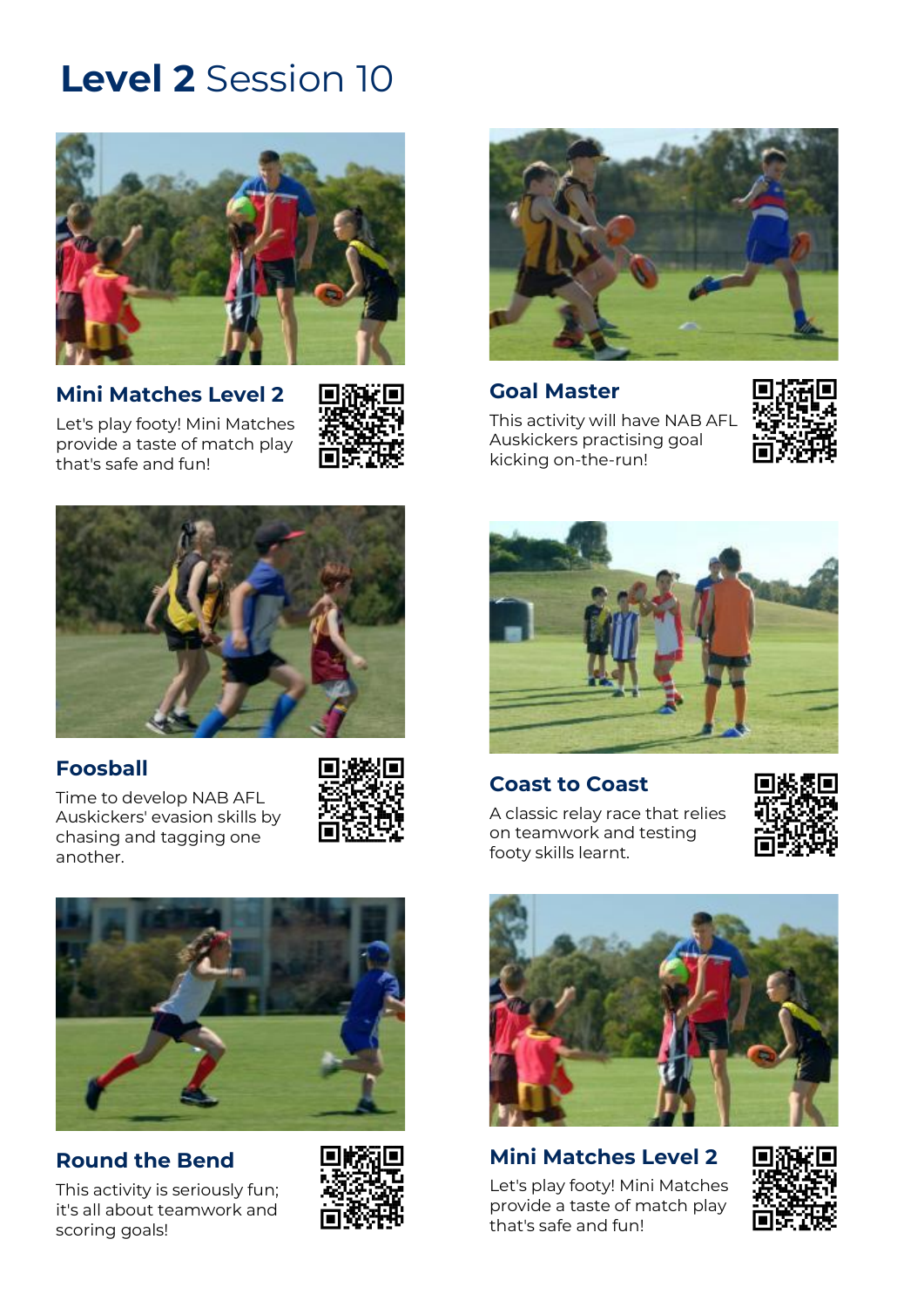# **Level 2** Session 10

### Mini Matches Level 2

Let's play footy! Mini Matches provide a taste of match play that's safe and fun!

### Goal Master

This activity will have NAB AFL Auskickers practising goal kicking on-the-run!

### Foosball

Time to develop NAB AFL Auskickers' evasion skills by chasing and tagging one another.

### Coast to Coast

A classic relay race that relies on teamwork and testing footy skills learnt.

### Round the Bend

This activity is seriously fun; it's all about teamwork and scoring goals!

### Mini Matches Level 2

Let's play footy! Mini Matches provide a taste of match play that's safe and fun!